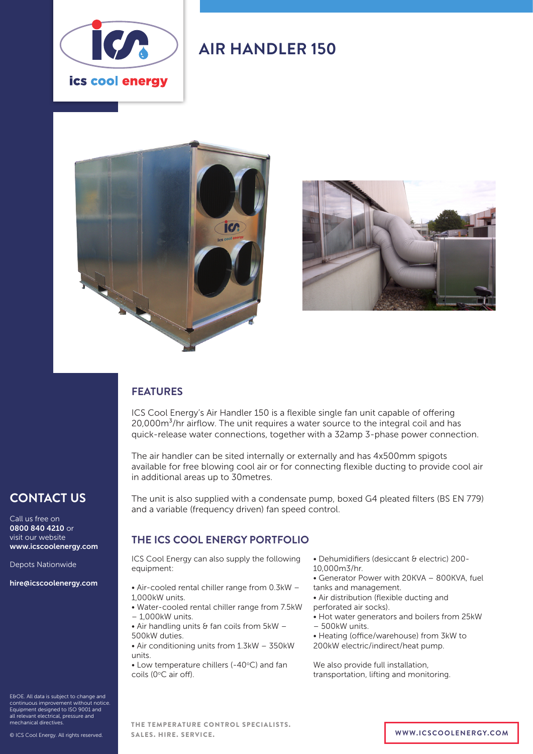ics cool energy

# AIR HANDLER 150

## FEATURES

ICS Cool Energy's Air Handler 150 is a flexible single fan unit capable of offering 20,000m$^3$/hr airflow. The unit requires a water source to the integral coil and has quick-release water connections, together with a 32amp 3-phase power connection.

The air handler can be sited internally or externally and has 4x500mm spigots available for free blowing cool air or for connecting flexible ducting to provide cool air in additional areas up to 30metres.

The unit is also supplied with a condensate pump, boxed G4 pleated filters (BS EN 779) and a variable (frequency driven) fan speed control.

## THE ICS COOL ENERGY PORTFOLIO

ICS Cool Energy can also supply the following equipment:

- Air-cooled rental chiller range from 0.3kW – 1,000kW units.
- Water-cooled rental chiller range from 7.5kW – 1,000kW units.
- Air handling units & fan coils from 5kW – 500kW duties.
- Air conditioning units from 1.3kW – 350kW units.
- Low temperature chillers (-40°C) and fan coils (0°C air off).
- Dehumidifiers (desiccant & electric) 200-10,000m3/hr.
- Generator Power with 20KVA – 800KVA, fuel tanks and management.
- Air distribution (flexible ducting and perforated air socks).
- Hot water generators and boilers from 25kW – 500kW units.
- Heating (office/warehouse) from 3kW to 200kW electric/indirect/heat pump.

We also provide full installation, transportation, lifting and monitoring.

## CONTACT US

Call us free on **0800 840 4210** or visit our website **www.icscoolenergy.com**

Depots Nationwide

**hire@icscoolenergy.com**

E&OE. All data is subject to change and continuous improvement without notice. Equipment designed to ISO 9001 and all relevant electrical, pressure and mechanical directives.

© ICS Cool Energy. All rights reserved.

THE TEMPERATURE CONTROL SPECIALISTS.
SALES. HIRE. SERVICE.

WWW.ICSCOOLENERGY.COM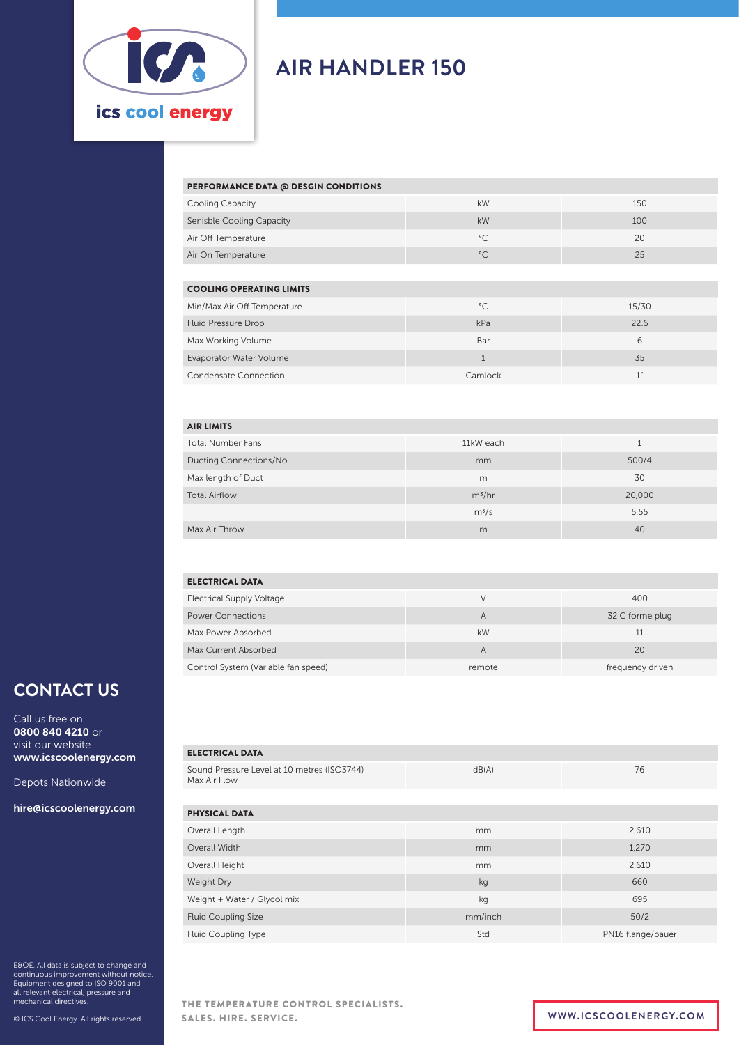# AIR HANDLER 150

| PERFORMANCE DATA @ DESGIN CONDITIONS | | |
|---|---|---|
| Cooling Capacity | kW | 150 |
| Senisble Cooling Capacity | kW | 100 |
| Air Off Temperature | °C | 20 |
| Air On Temperature | °C | 25 |

| COOLING OPERATING LIMITS | | |
|---|---|---|
| Min/Max Air Off Temperature | °C | 15/30 |
| Fluid Pressure Drop | kPa | 22.6 |
| Max Working Volume | Bar | 6 |
| Evaporator Water Volume | 1 | 35 |
| Condensate Connection | Camlock | 1" |

| AIR LIMITS | | |
|---|---|---|
| Total Number Fans | 11kW each | 1 |
| Ducting Connections/No. | mm | 500/4 |
| Max length of Duct | m | 30 |
| Total Airflow | $m^3/hr$ | 20,000 |
| | $m^3/s$ | 5.55 |
| Max Air Throw | m | 40 |

| ELECTRICAL DATA | | |
|---|---|---|
| Electrical Supply Voltage | V | 400 |
| Power Connections | A | 32 C forme plug |
| Max Power Absorbed | kW | 11 |
| Max Current Absorbed | A | 20 |
| Control System (Variable fan speed) | remote | frequency driven |

| ELECTRICAL DATA | | |
|---|---|---|
| Sound Pressure Level at 10 metres (ISO3744) Max Air Flow | dB(A) | 76 |

| PHYSICAL DATA | | |
|---|---|---|
| Overall Length | mm | 2,610 |
| Overall Width | mm | 1,270 |
| Overall Height | mm | 2,610 |
| Weight Dry | kg | 660 |
| Weight + Water / Glycol mix | kg | 695 |
| Fluid Coupling Size | mm/inch | 50/2 |
| Fluid Coupling Type | Std | PN16 flange/bauer |

## CONTACT US

Call us free on **0800 840 4210** or visit our website **www.icscoolenergy.com**

Depots Nationwide

**hire@icscoolenergy.com**

E&OE. All data is subject to change and continuous improvement without notice. Equipment designed to ISO 9001 and all relevant electrical, pressure and mechanical directives.

© ICS Cool Energy. All rights reserved.

**THE TEMPERATURE CONTROL SPECIALISTS. SALES. HIRE. SERVICE.**

**WWW.ICSCOOLENERGY.COM**